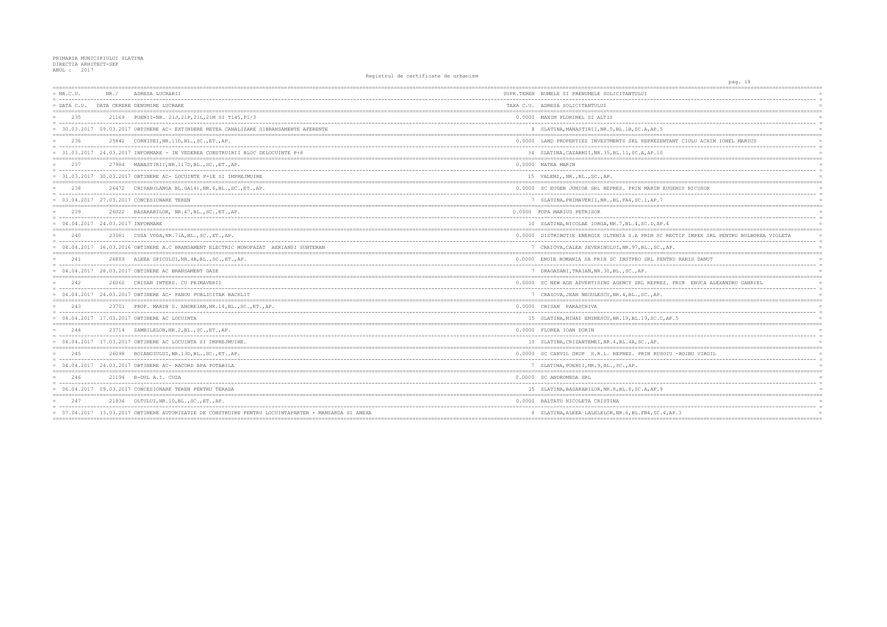PRIMARIA MUNICIPIULUI SLATINA
DIRECTIA ARHITECT-SEF
ANUL : 2017

Registrul de certificate de urbanism

| NR.C.U. / DATA C.U. | NR./ DATA CERERE | ADRESA LUCRARII / DENUMIRE LUCRARE | SUPR.TEREN / TAXA C.U. | NUMELE SI PRENUMELE SOLICITANTULUI / ADRESA SOLICITANTULUI |
|---|---|---|---|---|
| 235 | 21169 | POENII-NR. 21J,21F,21L,21M SI T145,P1/3 | 0.0000 | MAXIM FLORINEL SI ALTII |
| 30.03.2017 | 09.03.2017 | OBTINERE AC- EXTINDERE RETEA CANALIZARE SIBRANSAMENTE AFERENTE | 8 | SLATINA,MANASTIRII,NR.5,BL.1B,SC.A,AP.5 |
| 236 | 25842 | CORNISEI,NR.11D,BL.,SC.,ET.,AP. | 0.0000 | LAND PROPERTIES INVESTMENTS SRL REPREZENTANT CIULU ACHIM IONEL MARIUS |
| 31.03.2017 | 24.03.2017 | INFORMARE - IN VEDEREA CONSTRUIRII BLOC DELOCUINTE P+8 | 34 | SLATINA,CAZARMII,NR.35,BL.11,SC.A,AP.10 |
| 237 | 27984 | MANASTIRII,NR.117D,BL.,SC.,ET.,AP. | 0.0000 | MATEA MARIN |
| 31.03.2017 | 30.03.2017 | OBTINERE AC- LOCUINTE P+1E SI IMPREJMUIRE | 15 | VALENI,,NR.,BL.,SC.,AP. |
| 238 | 26472 | CRISAN(LANGA BL.GA14),NR.6,BL.,SC.,ET.,AP. | 0.0000 | SC EUGEN JUNIOR SRL REPREZ. PRIN MARIN EUGENIU NICUSOR |
| 03.04.2017 | 27.03.2017 | CONCESIONARE TEREN | 7 | SLATINA,PRIMAVERII,NR.,BL.FA4,SC.1,AP.7 |
| 239 | 26022 | BASARABILOR, NR.47,BL.,SC.,ET.,AP. | 0.0000 | POPA MARIUS PETRISOR |
| 04.04.2017 | 24.03.2017 | INFORMARE | 10 | SLATINA,NICOLAE IORGA,NR.7,BL.4,SC.D,AP.4 |
| 240 | 23081 | CUZA VODA,NR.71A,BL.,SC.,ET.,AP. | 0.0000 | DISTRIBUTIE ENERGIE OLTENIA S.A PRIN SC RECTIF IMPEX SRL PENTRU BULBOREA VIOLETA |
| 04.04.2017 | 16.03.2016 | OBTINERE A.C BRANSAMENT ELECTRIC MONOFAZAT AERIANSI SUBTERAN | 7 | CRAIOVA,CALEA SEVERINULUI,NR.97,BL.,SC.,AP. |
| 241 | 26889 | ALEEA SPICULUI,NR.4B,BL.,SC.,ET.,AP. | 0.0000 | ENGIE ROMANIA SA PRIN SC INSTPRO SRL PENTRU RARIS DANUT |
| 04.04.2017 | 28.03.2017 | OBTINERE AC BRANSAMENT GAZE | 7 | DRAGASANI,TRAIAN,NR.30,BL.,SC.,AP. |
| 242 | 26060 | CRISAN INTERS. CU PRIMAVERII | 0.0000 | SC NEW AGE ADVERTISING AGENCY SRL REPREZ. PRIN ENUCA ALEXANDRU GABRIEL |
| 04.04.2017 | 24.03.2017 | OBTINERE AC- PANOU PUBLICITAR BACKLIT | 7 | CRAIOVA,JEAN NEGULESCU,NR.4,BL.,SC.,AP. |
| 243 | 23701 | PROF. MARIN S. ANDREIAN,NR.14,BL.,SC.,ET.,AP. | 0.0000 | CRISAN PARASCHIVA |
| 04.04.2017 | 17.03.2017 | OBTINERE AC LOCUINTA | 15 | SLATINA,MIHAI EMINESCU,NR.19,BL.19,SC.C,AP.5 |
| 244 | 23714 | ZAMBILELOR,NR.2,BL.,SC.,ET.,AP. | 0.0000 | FLOREA IOAN DORIN |
| 04.04.2017 | 17.03.2017 | OBTINERE AC LOCUINTA SI IMPREJMUIRE. | 10 | SLATINA,CRIZANTEMEI,NR.4,BL.4A,SC.,AP. |
| 245 | 26098 | BOIANGIULUI,NR.13D,BL.,SC.,ET.,AP. | 0.0000 | SC CARVIL GRUP S.R.L. REPREZ. PRIN RUSOIU -ROIBU VIRGIL |
| 04.04.2017 | 24.03.2017 | OBTINERE AC- RACORD APA POTABILA | 7 | SLATINA,POENII,NR.9,BL.,SC.,AP. |
| 246 | 21194 | B-DUL A.I. CUZA | 0.0000 | SC ANDROMEDA SRL |
| 06.04.2017 | 09.03.2017 | CONCESIONARE TEREN PENTRU TERASA | 15 | SLATINA,BASARABILOR,NR.8,BL.8,SC.A,AP.9 |
| 247 | 21934 | OLTULUI,NR.10,BL.,SC.,ET.,AP. | 0.0000 | BALTATU NICOLETA CRISTINA |
| 07.04.2017 | 13.03.2017 | OBTINERE AUTORIZATIE DE CONSTRUIRE PENTRU LOCUINTAPARTER + MANSARDA SI ANEXA | 8 | SLATINA,ALEEA LALELELOR,NR.6,BL.FB4,SC.4,AP.3 |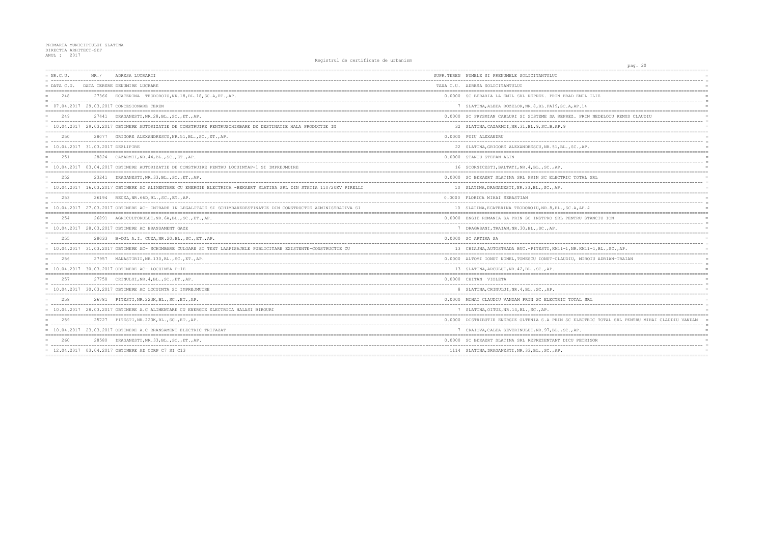PRIMARIA MUNICIPIULUI SLATINA
DIRECTIA ARHITECT-SEF
ANUL : 2017

Registrul de certificate de urbanism

| NR.C.U. / DATA C.U. | NR./ DATA CERERE | ADRESA LUCRARII / DENUMIRE LUCRARE | SUPR.TEREN / TAXA C.U. | NUMELE SI PRENUMELE SOLICITANTULUI / ADRESA SOLICITANTULUI |
|---|---|---|---|---|
| 248 | 27366 | ECATERINA TEODOROIU,NR.18,BL.18,SC.A,ET.,AP. | 0.0000 | SC BERARIA LA EMIL SRL REPREZ. PRIN BRAD EMIL ILIE |
| 07.04.2017 | 29.03.2017 | CONCESIONARE TEREN | 7 | SLATINA,ALEEA ROZELOR,NR.8,BL.FA19,SC.A,AP.14 |
| 249 | 27441 | DRAGANESTI,NR.28,BL.,SC.,ET.,AP. | 0.0000 | SC PRYSMIAN CABLURI SI SISTEME SA REPREZ. PRIN NEDELOIU REMUS CLAUDIU |
| 10.04.2017 | 29.03.2017 | OBTINERE AUTORIZATIE DE CONSTRUIRE PENTRUSCHIMBARE DE DESTINATIE HALA PRODUCTIE IN | 32 | SLATINA,CAZARMII,NR.31,BL.9,SC.B,AP.9 |
| 250 | 28077 | GRIGORE ALEXANDRESCU,NR.51,BL.,SC.,ET.,AP. | 0.0000 | FUIU ALEXANDRU |
| 10.04.2017 | 31.03.2017 | DEZLIPIRE | 22 | SLATINA,GRIGORE ALEXANDRESCU,NR.51,BL.,SC.,AP. |
| 251 | 28824 | CAZARMII,NR.44,BL.,SC.,ET.,AP. | 0.0000 | STANCU STEFAN ALIN |
| 10.04.2017 | 03.04.2017 | OBTINERE AUTORIZATIE DE CONSTRUIRE PENTRU LOCUINTAP+1 SI IMPREJMUIRE | 16 | SCORNICESTI,BALTATI,NR.4,BL.,SC.,AP. |
| 252 | 23241 | DRAGANESTI,NR.33,BL.,SC.,ET.,AP. | 0.0000 | SC BEKAERT SLATINA SRL PRIN SC ELECTRIC TOTAL SRL |
| 10.04.2017 | 16.03.2017 | OBTINERE AC ALIMENTARE CU ENERGIE ELECTRICA -BEKAERT SLATINA SRL DIN STATIA 110/20KV PIRELLI | 10 | SLATINA,DRAGANESTI,NR.33,BL.,SC.,AP. |
| 253 | 26194 | RECEA,NR.66D,BL.,SC.,ET.,AP. | 0.0000 | FLORICA MIHAI SEBASTIAN |
| 10.04.2017 | 27.03.2017 | OBTINERE AC- INTRARE IN LEGALITATE SI SCHIMBAREDESTINATIE DIN CONSTRUCTIE ADMINISTRATIVA SI | 10 | SLATINA,ECATERINA TEODOROIU,NR.8,BL.,SC.A,AP.4 |
| 254 | 26891 | AGRICULTORULUI,NR.6A,BL.,SC.,ET.,AP. | 0.0000 | ENGIE ROMANIA SA PRIN SC INSTPRO SRL PENTRU STANCIU ION |
| 10.04.2017 | 28.03.2017 | OBTINERE AC BRANSAMENT GAZE | 7 | DRAGASANI,TRAIAN,NR.30,BL.,SC.,AP. |
| 255 | 28033 | B-DUL A.I. CUZA,NR.20,BL.,SC.,ET.,AP. | 0.0000 | SC ARTIMA SA |
| 10.04.2017 | 31.03.2017 | OBTINERE AC- SCHIMBARE CULOARE SI TEXT LAAFISAJELE PUBLICITARE EXISTENTE-CONSTRUCTIE CU | 13 | CHIAJNA,AUTOSTRADA BUC.-PITESTI,KM11-1,NR.KM11-1,BL.,SC.,AP. |
| 256 | 27957 | MANASTIRII,NR.130,BL.,SC.,ET.,AP. | 0.0000 | ALTOMI IONUT NONEL,TOMESCU IONUT-CLAUDIU, MIROIU ADRIAN-TRAIAN |
| 10.04.2017 | 30.03.2017 | OBTINERE AC- LOCUINTA P+1E | 13 | SLATINA,ARCULUI,NR.42,BL.,SC.,AP. |
| 257 | 27758 | CRINULUI,NR.4,BL.,SC.,ET.,AP. | 0.0000 | CHITAN VIOLETA |
| 10.04.2017 | 30.03.2017 | OBTINERE AC LOCUINTA SI IMPREJMUIRE | 8 | SLATINA,CRINULUI,NR.4,BL.,SC.,AP. |
| 258 | 26781 | PITESTI,NR.223K,BL.,SC.,ET.,AP. | 0.0000 | MIHAI CLAUDIU VANDAM PRIN SC ELECTRIC TOTAL SRL |
| 10.04.2017 | 28.03.2017 | OBTINERE A.C ALIMENTARE CU ENERGIE ELECTRICA HALASI BIROURI | 7 | SLATINA,OITUZ,NR.14,BL.,SC.,AP. |
| 259 | 25727 | PITESTI,NR.223K,BL.,SC.,ET.,AP. | 0.0000 | DISTRIBUTIE ENERGIE OLTENIA S.A PRIN SC ELECTRIC TOTAL SRL PENTRU MIHAI CLAUDIU VANDAM |
| 10.04.2017 | 23.03.2017 | OBTINERE A.C BRANSAMENT ELECTRIC TRIFAZAT | 7 | CRAIOVA,CALEA SEVERINULUI,NR.97,BL.,SC.,AP. |
| 260 | 28580 | DRAGANESTI,NR.33,BL.,SC.,ET.,AP. | 0.0000 | SC BEKAERT SLATINA SRL REPREZENTANT DICU PETRISOR |
| 12.04.2017 | 03.04.2017 | OBTINERE AD CORP C7 SI C13 | 1114 | SLATINA,DRAGANESTI,NR.33,BL.,SC.,AP. |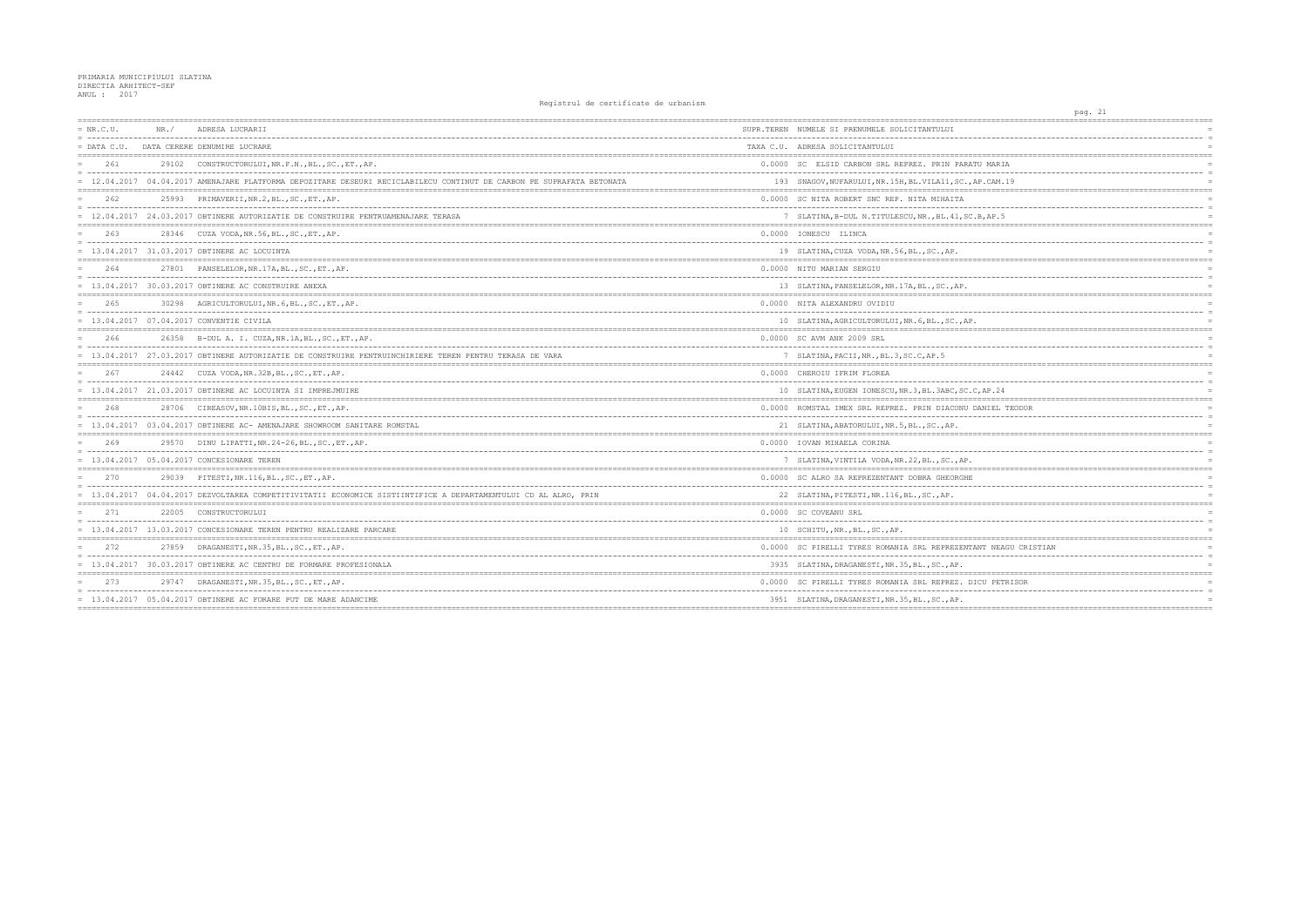PRIMARIA MUNICIPIULUI SLATINA
DIRECTIA ARHITECT-SEF
ANUL : 2017

Registrul de certificate de urbanism

| NR.C.U. / DATA C.U. | NR. / DATA CERERE | ADRESA LUCRARII / DENUMIRE LUCRARE | SUPR.TEREN / TAXA C.U. | NUMELE SI PRENUMELE SOLICITANTULUI / ADRESA SOLICITANTULUI |
|---|---|---|---|---|
| 261 | 29102 | CONSTRUCTORULUI,NR.F.N.,BL.,SC.,ET.,AP. | 0.0000 | SC ELSID CARBON SRL REPREZ. PRIN PARATU MARIA |
| 12.04.2017 | 04.04.2017 | AMENAJARE PLATFORMA DEPOZITARE DESEURI RECICLABILECU CONTINUT DE CARBON PE SUPRAFATA BETONATA | 193 | SNAGOV,NUFARULUI,NR.15H,BL.VILA11,SC.,AP.CAM.19 |
| 262 | 25993 | PRIMAVERII,NR.2,BL.,SC.,ET.,AP. | 0.0000 | SC NITA ROBERT SNC REP. NITA MIHAITA |
| 12.04.2017 | 24.03.2017 | OBTINERE AUTORIZATIE DE CONSTRUIRE PENTRUAMENAJARE TERASA | 7 | SLATINA,B-DUL N.TITULESCU,NR.,BL.41,SC.B,AP.5 |
| 263 | 28346 | CUZA VODA,NR.56,BL.,SC.,ET.,AP. | 0.0000 | IONESCU ILINCA |
| 13.04.2017 | 31.03.2017 | OBTINERE AC LOCUINTA | 19 | SLATINA,CUZA VODA,NR.56,BL.,SC.,AP. |
| 264 | 27801 | PANSELELOR,NR.17A,BL.,SC.,ET.,AP. | 0.0000 | NITU MARIAN SERGIU |
| 13.04.2017 | 30.03.2017 | OBTINERE AC CONSTRUIRE ANEXA | 13 | SLATINA,PANSELELOR,NR.17A,BL.,SC.,AP. |
| 265 | 30298 | AGRICULTORULUI,NR.6,BL.,SC.,ET.,AP. | 0.0000 | NITA ALEXANDRU OVIDIU |
| 13.04.2017 | 07.04.2017 | CONVENTIE CIVILA | 10 | SLATINA,AGRICULTORULUI,NR.6,BL.,SC.,AP. |
| 266 | 26358 | B-DUL A. I. CUZA,NR.1A,BL.,SC.,ET.,AP. | 0.0000 | SC AVM ANK 2009 SRL |
| 13.04.2017 | 27.03.2017 | OBTINERE AUTORIZATIE DE CONSTRUIRE PENTRUINCHIRIERE TEREN PENTRU TERASA DE VARA | 7 | SLATINA,PACII,NR.,BL.3,SC.C,AP.5 |
| 267 | 24442 | CUZA VODA,NR.32B,BL.,SC.,ET.,AP. | 0.0000 | CHEROIU IFRIM FLOREA |
| 13.04.2017 | 21.03.2017 | OBTINERE AC LOCUINTA SI IMPREJMUIRE | 10 | SLATINA,EUGEN IONESCU,NR.3,BL.3ABC,SC.C,AP.24 |
| 268 | 28706 | CIREASOV,NR.10BIS,BL.,SC.,ET.,AP. | 0.0000 | ROMSTAL IMEX SRL REPREZ. PRIN DIACONU DANIEL TEODOR |
| 13.04.2017 | 03.04.2017 | OBTINERE AC- AMENAJARE SHOWROOM SANITARE ROMSTAL | 21 | SLATINA,ABATORULUI,NR.5,BL.,SC.,AP. |
| 269 | 29570 | DINU LIPATTI,NR.24-26,BL.,SC.,ET.,AP. | 0.0000 | IOVAN MIHAELA CORINA |
| 13.04.2017 | 05.04.2017 | CONCESIONARE TEREN | 7 | SLATINA,VINTILA VODA,NR.22,BL.,SC.,AP. |
| 270 | 29039 | PITESTI,NR.116,BL.,SC.,ET.,AP. | 0.0000 | SC ALRO SA REPREZENTANT DOBRA GHEORGHE |
| 13.04.2017 | 04.04.2017 | DEZVOLTAREA COMPETITIVITATII ECONOMICE SISTIINTIFICE A DEPARTAMENTULUI CD AL ALRO, PRIN | 22 | SLATINA,PITESTI,NR.116,BL.,SC.,AP. |
| 271 | 22005 | CONSTRUCTORULUI | 0.0000 | SC COVEANU SRL |
| 13.04.2017 | 13.03.2017 | CONCESIONARE TEREN PENTRU REALIZARE PARCARE | 10 | SCHITU,,NR.,BL.,SC.,AP. |
| 272 | 27859 | DRAGANESTI,NR.35,BL.,SC.,ET.,AP. | 0.0000 | SC PIRELLI TYRES ROMANIA SRL REPREZENTANT NEAGU CRISTIAN |
| 13.04.2017 | 30.03.2017 | OBTINERE AC CENTRU DE FORMARE PROFESIONALA | 3935 | SLATINA,DRAGANESTI,NR.35,BL.,SC.,AP. |
| 273 | 29747 | DRAGANESTI,NR.35,BL.,SC.,ET.,AP. | 0.0000 | SC PIRELLI TYRES ROMANIA SRL REPREZ. DICU PETRISOR |
| 13.04.2017 | 05.04.2017 | OBTINERE AC FORARE PUT DE MARE ADANCIME | 3951 | SLATINA,DRAGANESTI,NR.35,BL.,SC.,AP. |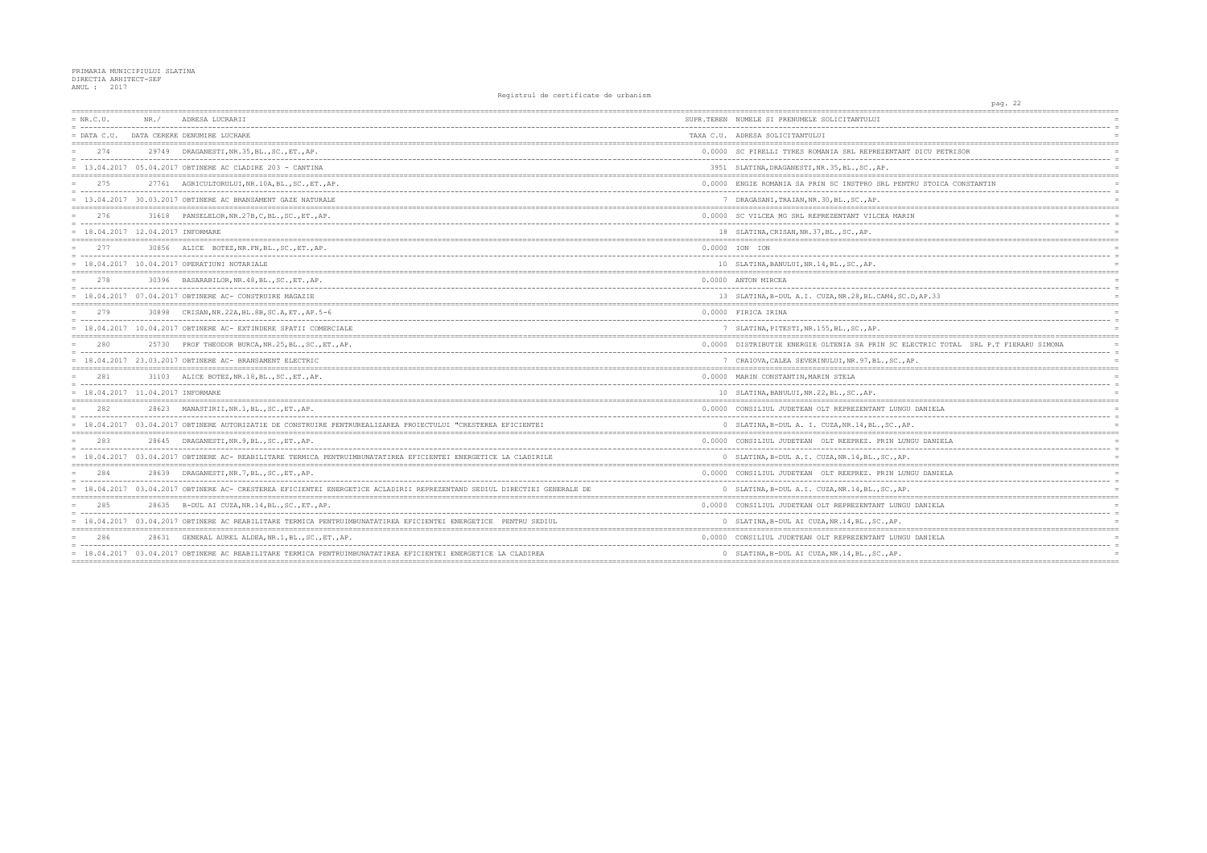PRIMARIA MUNICIPIULUI SLATINA
DIRECTIA ARHITECT-SEF
ANUL : 2017

Registrul de certificate de urbanism

| NR.C.U. / DATA C.U. | NR. / DATA CERERE | ADRESA LUCRARII / DENUMIRE LUCRARE | SUPR.TEREN / TAXA C.U. | NUMELE SI PRENUMELE SOLICITANTULUI / ADRESA SOLICITANTULUI |
|---|---|---|---|---|
| 274 | 29749 | DRAGANESTI,NR.35,BL.,SC.,ET.,AP. | 0.0000 | SC PIRELLI TYRES ROMANIA SRL REPREZENTANT DICU PETRISOR |
| 13.04.2017 | 05.04.2017 | OBTINERE AC CLADIRE 203 - CANTINA | 3951 | SLATINA,DRAGANESTI,NR.35,BL.,SC.,AP. |
| 275 | 27761 | AGRICULTORULUI,NR.10A,BL.,SC.,ET.,AP. | 0.0000 | ENGIE ROMANIA SA PRIN SC INSTPRO SRL PENTRU STOICA CONSTANTIN |
| 13.04.2017 | 30.03.2017 | OBTINERE AC BRANSAMENT GAZE NATURALE | 7 | DRAGASANI,TRAIAN,NR.30,BL.,SC.,AP. |
| 276 | 31618 | PANSELELOR,NR.27B,C,BL.,SC.,ET.,AP. | 0.0000 | SC VILCEA MG SRL REPREZENTANT VILCEA MARIN |
| 18.04.2017 | 12.04.2017 | INFORMARE | 18 | SLATINA,CRISAN,NR.37,BL.,SC.,AP. |
| 277 | 30856 | ALICE BOTEZ,NR.FN,BL.,SC.,ET.,AP. | 0.0000 | ION ION |
| 18.04.2017 | 10.04.2017 | OPERATIUNI NOTARIALE | 10 | SLATINA,BANULUI,NR.14,BL.,SC.,AP. |
| 278 | 30396 | BASARABILOR,NR.48,BL.,SC.,ET.,AP. | 0.0000 | ANTON MIRCEA |
| 18.04.2017 | 07.04.2017 | OBTINERE AC- CONSTRUIRE MAGAZIE | 13 | SLATINA,B-DUL A.I. CUZA,NR.28,BL.CAM4,SC.D,AP.33 |
| 279 | 30898 | CRISAN,NR.22A,BL.8B,SC.A,ET.,AP.5-6 | 0.0000 | FIRICA IRINA |
| 18.04.2017 | 10.04.2017 | OBTINERE AC- EXTINDERE SPATII COMERCIALE | 7 | SLATINA,PITESTI,NR.155,BL.,SC.,AP. |
| 280 | 25730 | PROF THEODOR BURCA,NR.25,BL.,SC.,ET.,AP. | 0.0000 | DISTRIBUTIE ENERGIE OLTENIA SA PRIN SC ELECTRIC TOTAL SRL P.T FIERARU SIMONA |
| 18.04.2017 | 23.03.2017 | OBTINERE AC- BRANSAMENT ELECTRIC | 7 | CRAIOVA,CALEA SEVERINULUI,NR.97,BL.,SC.,AP. |
| 281 | 31103 | ALICE BOTEZ,NR.18,BL.,SC.,ET.,AP. | 0.0000 | MARIN CONSTANTIN,MARIN STELA |
| 18.04.2017 | 11.04.2017 | INFORMARE | 10 | SLATINA,BANULUI,NR.22,BL.,SC.,AP. |
| 282 | 28623 | MANASTIRII,NR.1,BL.,SC.,ET.,AP. | 0.0000 | CONSILIUL JUDETEAN OLT REPREZENTANT LUNGU DANIELA |
| 18.04.2017 | 03.04.2017 | OBTINERE AUTORIZATIE DE CONSTRUIRE PENTRUREALIZAREA PROIECTULUI "CRESTEREA EFICIENTEI | 0 | SLATINA,B-DUL A. I. CUZA,NR.14,BL.,SC.,AP. |
| 283 | 28645 | DRAGANESTI,NR.9,BL.,SC.,ET.,AP. | 0.0000 | CONSILIUL JUDETEAN OLT REEPREZ. PRIN LUNGU DANIELA |
| 18.04.2017 | 03.04.2017 | OBTINERE AC- REABILITARE TERMICA PENTRUIMBUNATATIREA EFICIENTEI ENERGETICE LA CLADIRILE | 0 | SLATINA,B-DUL A.I. CUZA,NR.14,BL.,SC.,AP. |
| 284 | 28639 | DRAGANESTI,NR.7,BL.,SC.,ET.,AP. | 0.0000 | CONSILIUL JUDETEAN OLT REEPREZ. PRIN LUNGU DANIELA |
| 18.04.2017 | 03.04.2017 | OBTINERE AC- CRESTEREA EFICIENTEI ENERGETICE ACLADIRII REPREZENTAND SEDIUL DIRECTIEI GENERALE DE | 0 | SLATINA,B-DUL A.I. CUZA,NR.14,BL.,SC.,AP. |
| 285 | 28635 | B-DUL AI CUZA,NR.14,BL.,SC.,ET.,AP. | 0.0000 | CONSILIUL JUDETEAN OLT REPREZENTANT LUNGU DANIELA |
| 18.04.2017 | 03.04.2017 | OBTINERE AC REABILITARE TERMICA PENTRUIMBUNATATIREA EFICIENTEI ENERGETICE PENTRU SEDIUL | 0 | SLATINA,B-DUL AI CUZA,NR.14,BL.,SC.,AP. |
| 286 | 28631 | GENERAL AUREL ALDEA,NR.1,BL.,SC.,ET.,AP. | 0.0000 | CONSILIUL JUDETEAN OLT REPREZENTANT LUNGU DANIELA |
| 18.04.2017 | 03.04.2017 | OBTINERE AC REABILITARE TERMICA PENTRUIMBUNATATIREA EFICIENTEI ENERGETICE LA CLADIREA | 0 | SLATINA,B-DUL AI CUZA,NR.14,BL.,SC.,AP. |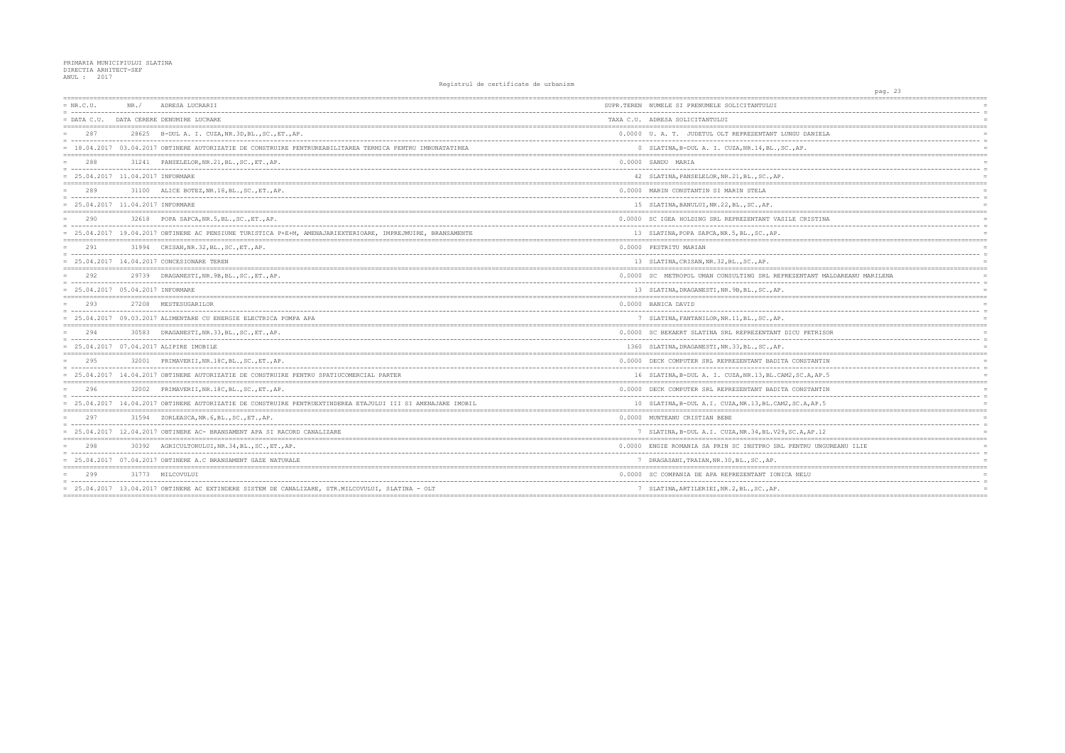PRIMARIA MUNICIPIULUI SLATINA
DIRECTIA ARHITECT-SEF
ANUL : 2017

Registrul de certificate de urbanism

| NR.C.U. / DATA C.U. | NR. / DATA CERERE | ADRESA LUCRARII / DENUMIRE LUCRARE | SUPR.TEREN / TAXA C.U. | NUMELE SI PRENUMELE SOLICITANTULUI / ADRESA SOLICITANTULUI |
|---|---|---|---|---|
| 287 | 28625 | B-DUL A. I. CUZA,NR.3D,BL.,SC.,ET.,AP. | 0.0000 | U. A. T. JUDETUL OLT REPREZENTANT LUNGU DANIELA |
| 18.04.2017 | 03.04.2017 | OBTINERE AUTORIZATIE DE CONSTRUIRE PENTRUREABILITAREA TERMICA PENTRU IMBUNATATIREA | 0 | SLATINA,B-DUL A. I. CUZA,NR.14,BL.,SC.,AP. |
| 288 | 31241 | PANSELELOR,NR.21,BL.,SC.,ET.,AP. | 0.0000 | SANDU MARIA |
| 25.04.2017 | 11.04.2017 | INFORMARE | 42 | SLATINA,PANSELELOR,NR.21,BL.,SC.,AP. |
| 289 | 31100 | ALICE BOTEZ,NR.18,BL.,SC.,ET.,AP. | 0.0000 | MARIN CONSTANTIN SI MARIN STELA |
| 25.04.2017 | 11.04.2017 | INFORMARE | 15 | SLATINA,BANULUI,NR.22,BL.,SC.,AP. |
| 290 | 32618 | POPA SAPCA,NR.5,BL.,SC.,ET.,AP. | 0.0000 | SC IGEA HOLDING SRL REPREZENTANT VASILE CRISTINA |
| 25.04.2017 | 19.04.2017 | OBTINERE AC PENSIUNE TURISTICA P+E+M, AMENAJARIEXTERIOARE, IMPREJMUIRE, BRANSAMENTE | 13 | SLATINA,POPA SAPCA,NR.5,BL.,SC.,AP. |
| 291 | 31994 | CRISAN,NR.32,BL.,SC.,ET.,AP. | 0.0000 | PESTRITU MARIAN |
| 25.04.2017 | 14.04.2017 | CONCESIONARE TEREN | 13 | SLATINA,CRISAN,NR.32,BL.,SC.,AP. |
| 292 | 29739 | DRAGANESTI,NR.9B,BL.,SC.,ET.,AP. | 0.0000 | SC METROPOL UMAN CONSULTING SRL REPREZENTANT MALDAREANU MARILENA |
| 25.04.2017 | 05.04.2017 | INFORMARE | 13 | SLATINA,DRAGANESTI,NR.9B,BL.,SC.,AP. |
| 293 | 27208 | MESTESUGARILOR | 0.0000 | BANICA DAVID |
| 25.04.2017 | 09.03.2017 | ALIMENTARE CU ENERGIE ELECTRICA POMPA APA | 7 | SLATINA,FANTANILOR,NR.11,BL.,SC.,AP. |
| 294 | 30583 | DRAGANESTI,NR.33,BL.,SC.,ET.,AP. | 0.0000 | SC BEKAERT SLATINA SRL REPREZENTANT DICU PETRISOR |
| 25.04.2017 | 07.04.2017 | ALIPIRE IMOBILE | 1360 | SLATINA,DRAGANESTI,NR.33,BL.,SC.,AP. |
| 295 | 32001 | PRIMAVERII,NR.18C,BL.,SC.,ET.,AP. | 0.0000 | DECK COMPUTER SRL REPREZENTANT BADITA CONSTANTIN |
| 25.04.2017 | 14.04.2017 | OBTINERE AUTORIZATIE DE CONSTRUIRE PENTRU SPATIUCOMERCIAL PARTER | 16 | SLATINA,B-DUL A. I. CUZA,NR.13,BL.CAM2,SC.A,AP.5 |
| 296 | 32002 | PRIMAVERII,NR.18C,BL.,SC.,ET.,AP. | 0.0000 | DECK COMPUTER SRL REPREZENTANT BADITA CONSTANTIN |
| 25.04.2017 | 14.04.2017 | OBTINERE AUTORIZATIE DE CONSTRUIRE PENTRUEXTINDEREA ETAJULUI III SI AMENAJARE IMOBIL | 10 | SLATINA,B-DUL A.I. CUZA,NR.13,BL.CAM2,SC.A,AP.5 |
| 297 | 31594 | ZORLEASCA,NR.6,BL.,SC.,ET.,AP. | 0.0000 | MUNTEANU CRISTIAN BEBE |
| 25.04.2017 | 12.04.2017 | OBTINERE AC- BRANSAMENT APA SI RACORD CANALIZARE | 7 | SLATINA,B-DUL A.I. CUZA,NR.34,BL.V29,SC.A,AP.12 |
| 298 | 30392 | AGRICULTORULUI,NR.34,BL.,SC.,ET.,AP. | 0.0000 | ENGIE ROMANIA SA PRIN SC INSTPRO SRL PENTRU UNGUREANU ILIE |
| 25.04.2017 | 07.04.2017 | OBTINERE A.C BRANSAMENT GAZE NATURALE | 7 | DRAGASANI,TRAIAN,NR.30,BL.,SC.,AP. |
| 299 | 31773 | MILCOVULUI | 0.0000 | SC COMPANIA DE APA REPREZENTANT IONICA NELU |
| 25.04.2017 | 13.04.2017 | OBTINERE AC EXTINDERE SISTEM DE CANALIZARE, STR.MILCOVULUI, SLATINA - OLT | 7 | SLATINA,ARTILERIEI,NR.2,BL.,SC.,AP. |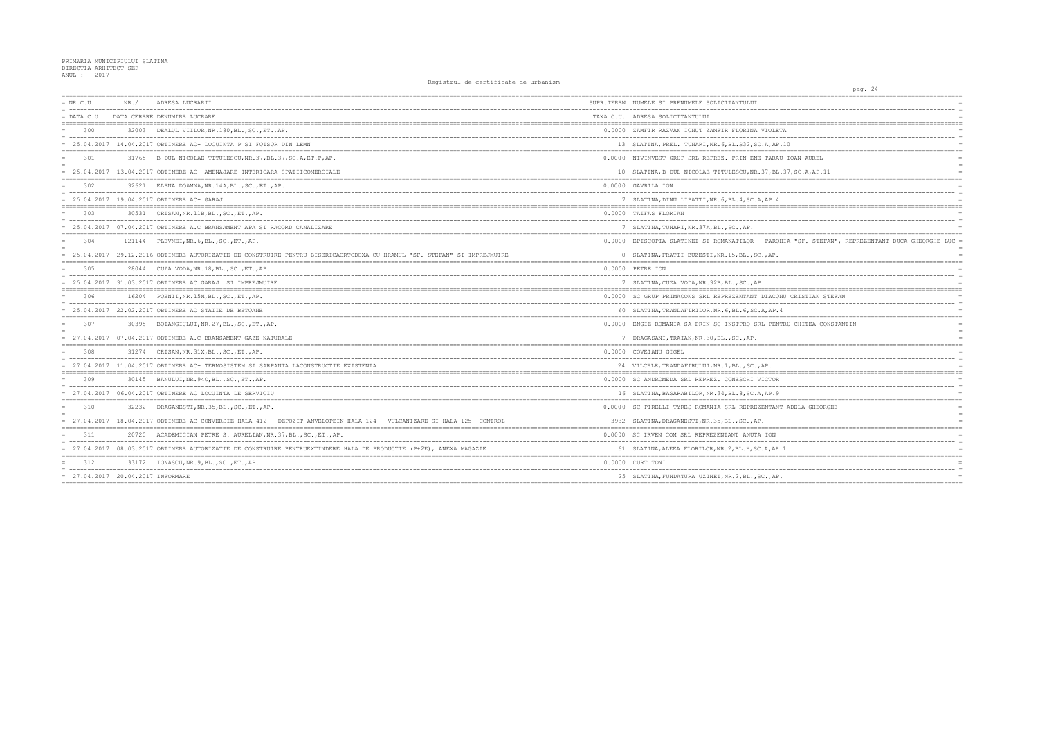PRIMARIA MUNICIPIULUI SLATINA
DIRECTIA ARHITECT-SEF
ANUL : 2017

Registrul de certificate de urbanism

| NR.C.U. / DATA C.U. | NR./ DATA CERERE | ADRESA LUCRARII / DENUMIRE LUCRARE | SUPR.TEREN / TAXA C.U. | NUMELE SI PRENUMELE SOLICITANTULUI / ADRESA SOLICITANTULUI |
|---|---|---|---|---|
| 300 | 32003 | DEALUL VIILOR,NR.180,BL.,SC.,ET.,AP. | 0.0000 | ZAMFIR RAZVAN IONUT ZAMFIR FLORINA VIOLETA |
| 25.04.2017 | 14.04.2017 | OBTINERE AC- LOCUINTA P SI FOISOR DIN LEMN | 13 | SLATINA,PREL. TUNARI,NR.6,BL.S32,SC.A,AP.10 |
| 301 | 31765 | B-DUL NICOLAE TITULESCU,NR.37,BL.37,SC.A,ET.P,AP. | 0.0000 | NIVINVEST GRUP SRL REPREZ. PRIN ENE TARAU IOAN AUREL |
| 25.04.2017 | 13.04.2017 | OBTINERE AC- AMENAJARE INTERIOARA SPATIICOMERCIALE | 10 | SLATINA,B-DUL NICOLAE TITULESCU,NR.37,BL.37,SC.A,AP.11 |
| 302 | 32621 | ELENA DOAMNA,NR.14A,BL.,SC.,ET.,AP. | 0.0000 | GAVRILA ION |
| 25.04.2017 | 19.04.2017 | OBTINERE AC- GARAJ | 7 | SLATINA,DINU LIPATTI,NR.6,BL.4,SC.A,AP.4 |
| 303 | 30531 | CRISAN,NR.11B,BL.,SC.,ET.,AP. | 0.0000 | TAIFAS FLORIAN |
| 25.04.2017 | 07.04.2017 | OBTINERE A.C BRANSAMENT APA SI RACORD CANALIZARE | 7 | SLATINA,TUNARI,NR.37A,BL.,SC.,AP. |
| 304 | 121144 | PLEVNEI,NR.6,BL.,SC.,ET.,AP. | 0.0000 | EPISCOPIA SLATINEI SI ROMANATILOR - PAROHIA "SF. STEFAN", REPREZENTANT DUCA GHEORGHE-LUC |
| 25.04.2017 | 29.12.2016 | OBTINERE AUTORIZATIE DE CONSTRUIRE PENTRU BISERICAORTODOXA CU HRAMUL "SF. STEFAN" SI IMPREJMUIRE | 0 | SLATINA,FRATII BUZESTI,NR.15,BL.,SC.,AP. |
| 305 | 28044 | CUZA VODA,NR.18,BL.,SC.,ET.,AP. | 0.0000 | PETRE ION |
| 25.04.2017 | 31.03.2017 | OBTINERE AC GARAJ SI IMPREJMUIRE | 7 | SLATINA,CUZA VODA,NR.32B,BL.,SC.,AP. |
| 306 | 16204 | POENII,NR.15M,BL.,SC.,ET.,AP. | 0.0000 | SC GRUP PRIMACONS SRL REPREZENTANT DIACONU CRISTIAN STEFAN |
| 25.04.2017 | 22.02.2017 | OBTINERE AC STATIE DE BETOANE | 60 | SLATINA,TRANDAFIRILOR,NR.6,BL.6,SC.A,AP.4 |
| 307 | 30395 | BOIANGIULUI,NR.27,BL.,SC.,ET.,AP. | 0.0000 | ENGIE ROMANIA SA PRIN SC INSTPRO SRL PENTRU CHITEA CONSTANTIN |
| 27.04.2017 | 07.04.2017 | OBTINERE A.C BRANSAMENT GAZE NATURALE | 7 | DRAGASANI,TRAIAN,NR.30,BL.,SC.,AP. |
| 308 | 31274 | CRISAN,NR.31X,BL.,SC.,ET.,AP. | 0.0000 | COVEIANU GIGEL |
| 27.04.2017 | 11.04.2017 | OBTINERE AC- TERMOSISTEM SI SARPANTA LACONSTRUCTIE EXISTENTA | 24 | VILCELE,TRANDAFIRULUI,NR.1,BL.,SC.,AP. |
| 309 | 30145 | BANULUI,NR.94C,BL.,SC.,ET.,AP. | 0.0000 | SC ANDROMEDA SRL REPREZ. CONESCHI VICTOR |
| 27.04.2017 | 06.04.2017 | OBTINERE AC LOCUINTA DE SERVICIU | 16 | SLATINA,BASARABILOR,NR.34,BL.8,SC.A,AP.9 |
| 310 | 32232 | DRAGANESTI,NR.35,BL.,SC.,ET.,AP. | 0.0000 | SC PIRELLI TYRES ROMANIA SRL REPREZENTANT ADELA GHEORGHE |
| 27.04.2017 | 18.04.2017 | OBTINERE AC CONVERSIE HALA 412 - DEPOZIT ANVELOPEIN HALA 124 - VULCANIZARE SI HALA 125- CONTROL | 3932 | SLATINA,DRAGANESTI,NR.35,BL.,SC.,AP. |
| 311 | 20720 | ACADEMICIAN PETRE S. AURELIAN,NR.37,BL.,SC.,ET.,AP. | 0.0000 | SC IRVEN COM SRL REPREZENTANT ANUTA ION |
| 27.04.2017 | 08.03.2017 | OBTINERE AUTORIZATIE DE CONSTRUIRE PENTRUEXTINDERE HALA DE PRODUCTIE (P+2E), ANEXA MAGAZIE | 61 | SLATINA,ALEEA FLORILOR,NR.2,BL.H,SC.A,AP.1 |
| 312 | 33172 | IONASCU,NR.9,BL.,SC.,ET.,AP. | 0.0000 | CURT TONI |
| 27.04.2017 | 20.04.2017 | INFORMARE | 25 | SLATINA,FUNDATURA UZINEI,NR.2,BL.,SC.,AP. |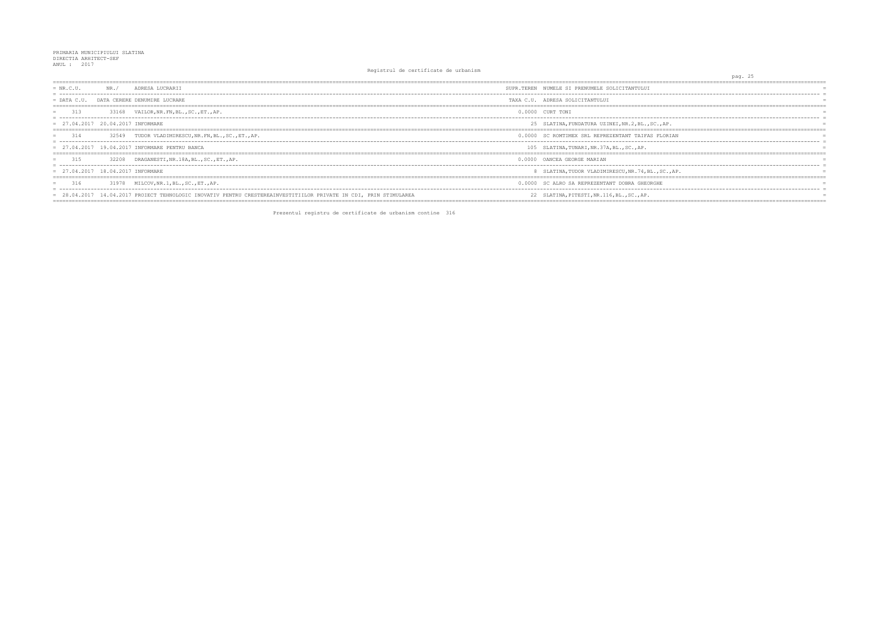PRIMARIA MUNICIPIULUI SLATINA
DIRECTIA ARHITECT-SEF
ANUL : 2017

Registrul de certificate de urbanism

| NR.C.U. / DATA C.U. | NR. / DATA CERERE | ADRESA LUCRARII / DENUMIRE LUCRARE | SUPR.TEREN / TAXA C.U. | NUMELE SI PRENUMELE SOLICITANTULUI / ADRESA SOLICITANTULUI |
| --- | --- | --- | --- | --- |
| 313 | 33168 | VAILOR,NR.FN,BL.,SC.,ET.,AP. | 0.0000 | CURT TONI |
| 27.04.2017 | 20.04.2017 | INFORMARE | 25 | SLATINA,FUNDATURA UZINEI,NR.2,BL.,SC.,AP. |
| 314 | 32549 | TUDOR VLADIMIRESCU,NR.FN,BL.,SC.,ET.,AP. | 0.0000 | SC ROMTIMEX SRL REPREZENTANT TAIFAS FLORIAN |
| 27.04.2017 | 19.04.2017 | INFORMARE PENTRU BANCA | 105 | SLATINA,TUNARI,NR.37A,BL.,SC.,AP. |
| 315 | 32208 | DRAGANESTI,NR.18A,BL.,SC.,ET.,AP. | 0.0000 | OANCEA GEORGE MARIAN |
| 27.04.2017 | 18.04.2017 | INFORMARE | 8 | SLATINA,TUDOR VLADIMIRESCU,NR.74,BL.,SC.,AP. |
| 316 | 31978 | MILCOV,NR.1,BL.,SC.,ET.,AP. | 0.0000 | SC ALRO SA REPREZENTANT DOBRA GHEORGHE |
| 28.04.2017 | 14.04.2017 | PROIECT TEHNOLOGIC INOVATIV PENTRU CRESTEREAINVESTITIILOR PRIVATE IN CDI, PRIN STIMULAREA | 22 | SLATINA,PITESTI,NR.116,BL.,SC.,AP. |

Prezentul registru de certificate de urbanism contine 316